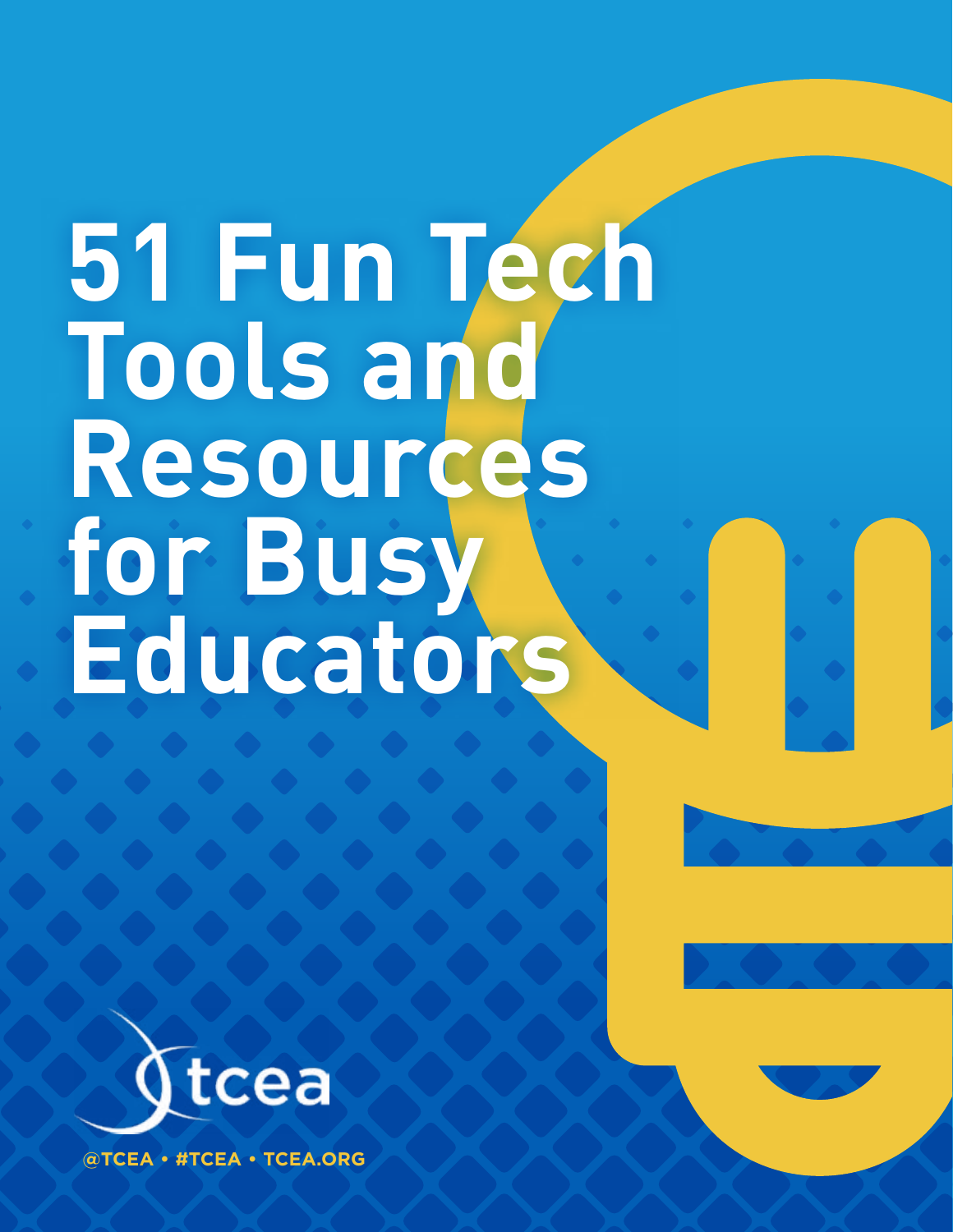# 51 Fun Tech Tools and Resources for Busy Educators

tcea

@TCEA • #TCEA • TCEA.ORG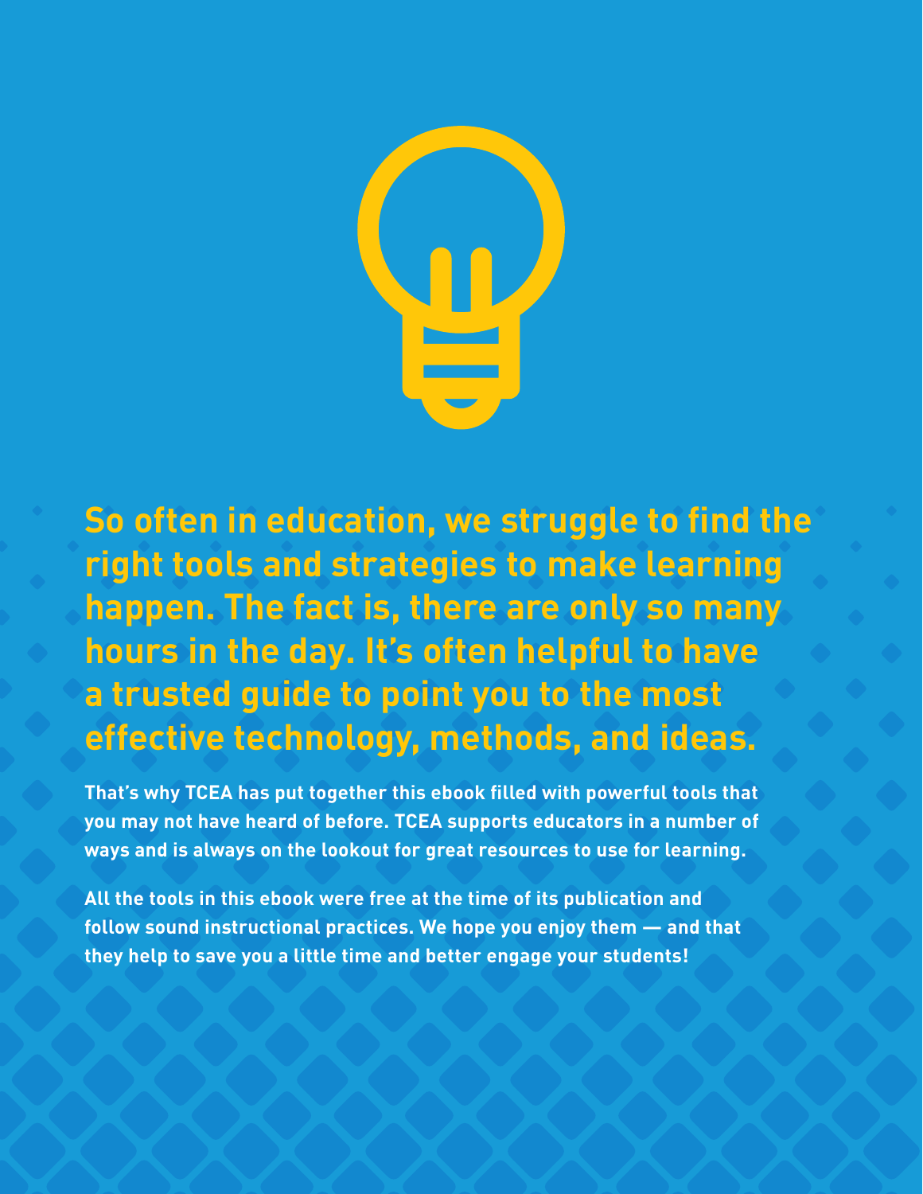**So often in education, we struggle to find the right tools and strategies to make learning happen. The fact is, there are only so many hours in the day. It's often helpful to have a trusted guide to point you to the most effective technology, methods, and ideas.**

That's why TCEA has put together this ebook filled with powerful tools that you may not have heard of before. TCEA supports educators in a number of ways and is always on the lookout for great resources to use for learning.

All the tools in this ebook were free at the time of its publication and follow sound instructional practices. We hope you enjoy them — and that they help to save you a little time and better engage your students!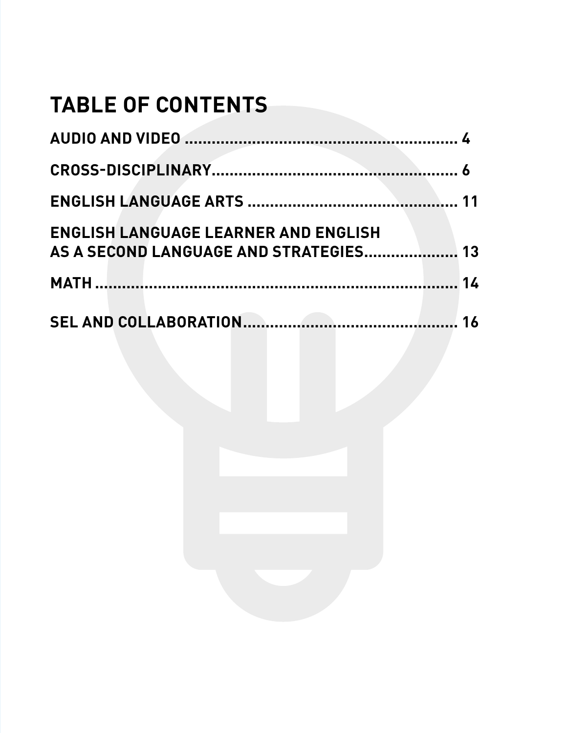# TABLE OF CONTENTS

AUDIO AND VIDEO .......................................................... 4

CROSS-DISCIPLINARY...................................................... 6

ENGLISH LANGUAGE ARTS ............................................... 11

ENGLISH LANGUAGE LEARNER AND ENGLISH AS A SECOND LANGUAGE AND STRATEGIES.................... 13

MATH .......................................................................... 14

SEL AND COLLABORATION............................................... 16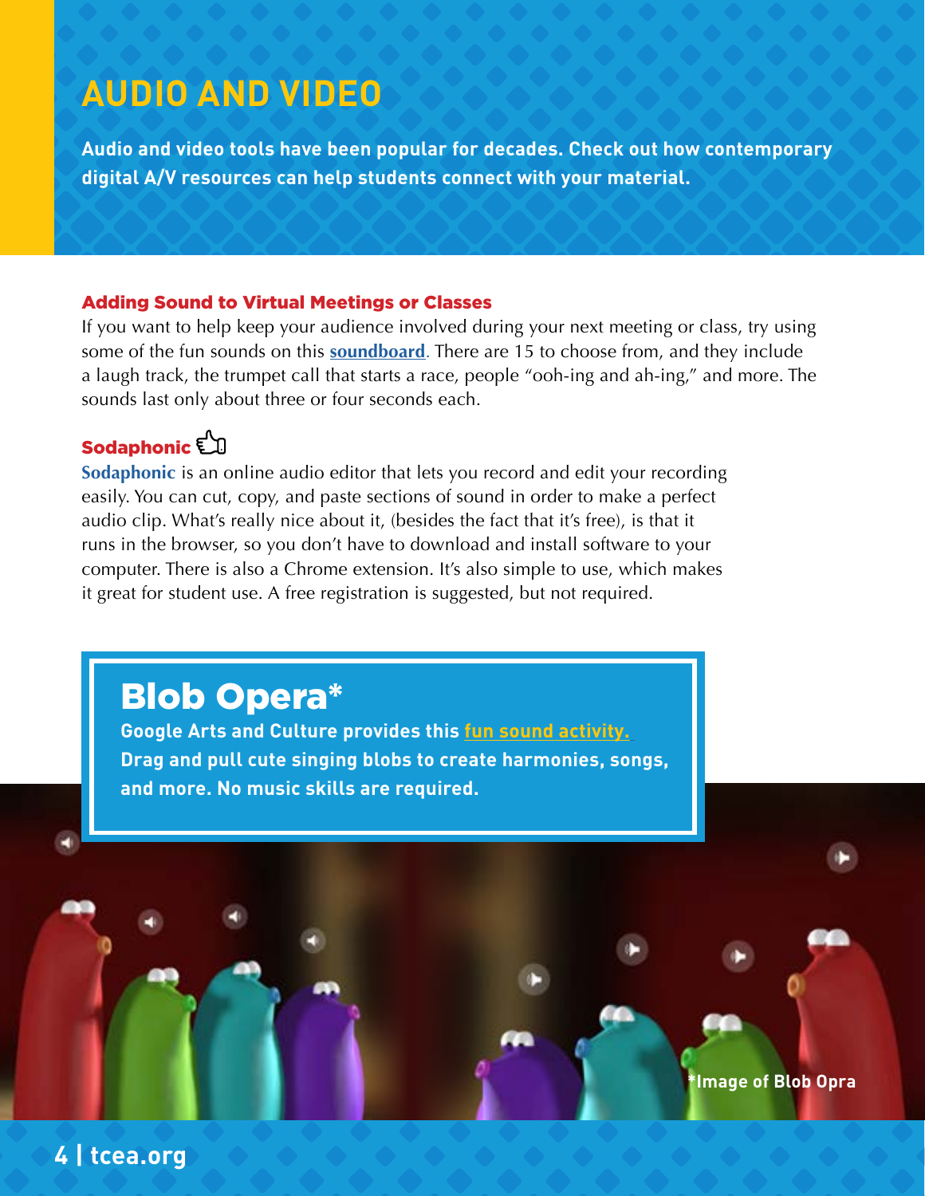# AUDIO AND VIDEO

**Audio and video tools have been popular for decades. Check out how contemporary digital A/V resources can help students connect with your material.**

### Adding Sound to Virtual Meetings or Classes

If you want to help keep your audience involved during your next meeting or class, try using some of the fun sounds on this **soundboard**. There are 15 to choose from, and they include a laugh track, the trumpet call that starts a race, people "ooh-ing and ah-ing," and more. The sounds last only about three or four seconds each.

### Sodaphonic

**Sodaphonic** is an online audio editor that lets you record and edit your recording easily. You can cut, copy, and paste sections of sound in order to make a perfect audio clip. What's really nice about it, (besides the fact that it's free), is that it runs in the browser, so you don't have to download and install software to your computer. There is also a Chrome extension. It's also simple to use, which makes it great for student use. A free registration is suggested, but not required.

## Blob Opera*

**Google Arts and Culture provides this fun sound activity. Drag and pull cute singing blobs to create harmonies, songs, and more. No music skills are required.**

*Image of Blob Opra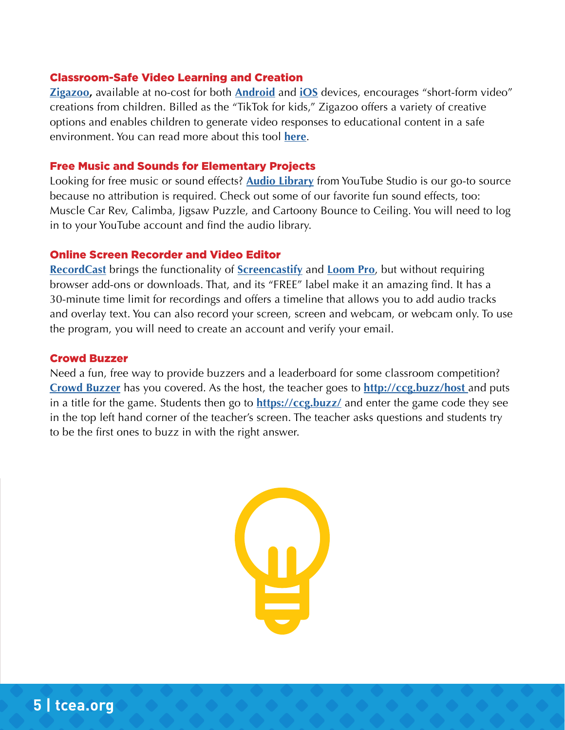### Classroom-Safe Video Learning and Creation

**Zigazoo,** available at no-cost for both **Android** and **iOS** devices, encourages "short-form video" creations from children. Billed as the "TikTok for kids," Zigazoo offers a variety of creative options and enables children to generate video responses to educational content in a safe environment. You can read more about this tool **here**.

### Free Music and Sounds for Elementary Projects

Looking for free music or sound effects? **Audio Library** from YouTube Studio is our go-to source because no attribution is required. Check out some of our favorite fun sound effects, too: Muscle Car Rev, Calimba, Jigsaw Puzzle, and Cartoony Bounce to Ceiling. You will need to log in to your YouTube account and find the audio library.

### Online Screen Recorder and Video Editor

**RecordCast** brings the functionality of **Screencastify** and **Loom Pro**, but without requiring browser add-ons or downloads. That, and its "FREE" label make it an amazing find. It has a 30-minute time limit for recordings and offers a timeline that allows you to add audio tracks and overlay text. You can also record your screen, screen and webcam, or webcam only. To use the program, you will need to create an account and verify your email.

### Crowd Buzzer

Need a fun, free way to provide buzzers and a leaderboard for some classroom competition? **Crowd Buzzer** has you covered. As the host, the teacher goes to **http://ccg.buzz/host** and puts in a title for the game. Students then go to **https://ccg.buzz/** and enter the game code they see in the top left hand corner of the teacher's screen. The teacher asks questions and students try to be the first ones to buzz in with the right answer.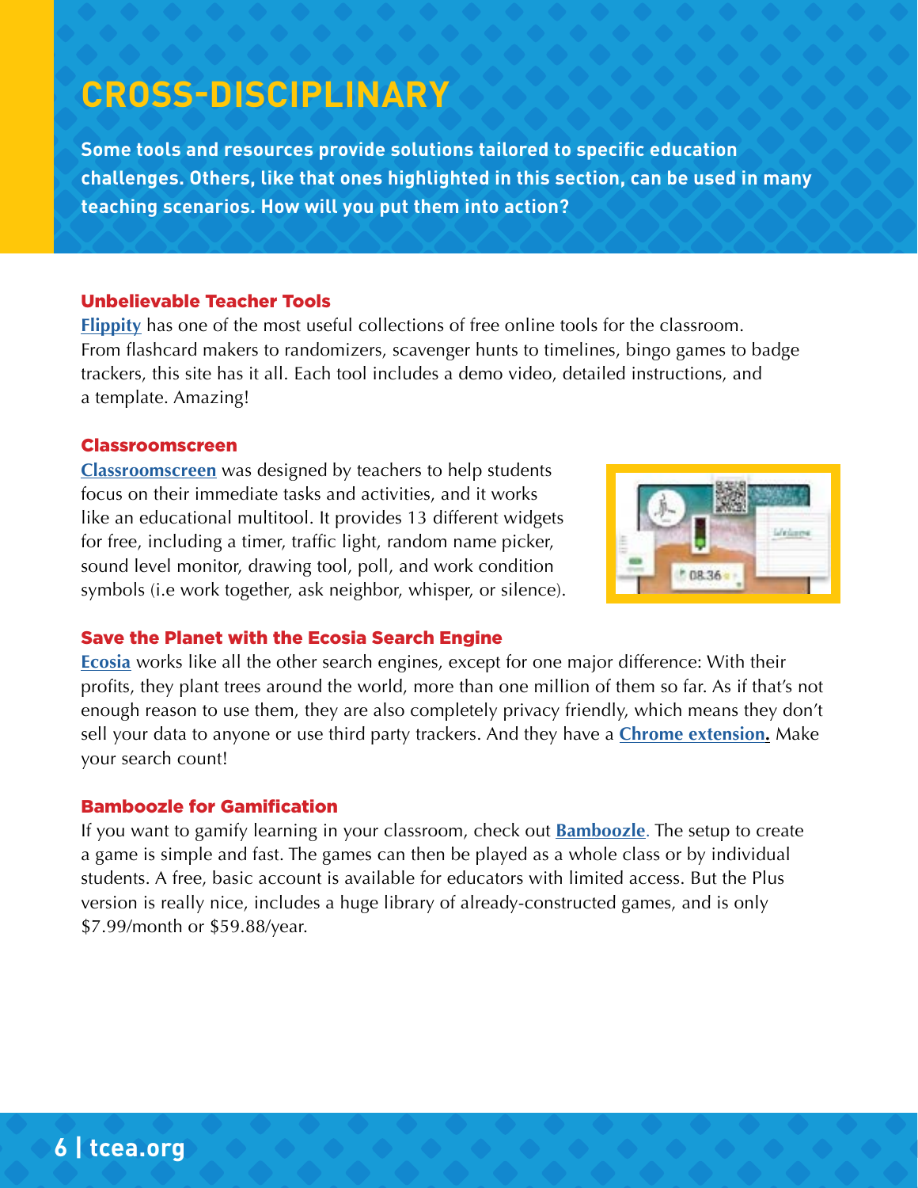# CROSS-DISCIPLINARY

**Some tools and resources provide solutions tailored to specific education challenges. Others, like that ones highlighted in this section, can be used in many teaching scenarios. How will you put them into action?**

### Unbelievable Teacher Tools

**Flippity** has one of the most useful collections of free online tools for the classroom. From flashcard makers to randomizers, scavenger hunts to timelines, bingo games to badge trackers, this site has it all. Each tool includes a demo video, detailed instructions, and a template. Amazing!

### Classroomscreen

**Classroomscreen** was designed by teachers to help students focus on their immediate tasks and activities, and it works like an educational multitool. It provides 13 different widgets for free, including a timer, traffic light, random name picker, sound level monitor, drawing tool, poll, and work condition symbols (i.e work together, ask neighbor, whisper, or silence).

### Save the Planet with the Ecosia Search Engine

**Ecosia** works like all the other search engines, except for one major difference: With their profits, they plant trees around the world, more than one million of them so far. As if that's not enough reason to use them, they are also completely privacy friendly, which means they don't sell your data to anyone or use third party trackers. And they have a **Chrome extension.** Make your search count!

### Bamboozle for Gamification

If you want to gamify learning in your classroom, check out **Bamboozle**. The setup to create a game is simple and fast. The games can then be played as a whole class or by individual students. A free, basic account is available for educators with limited access. But the Plus version is really nice, includes a huge library of already-constructed games, and is only $7.99/month or $59.88/year.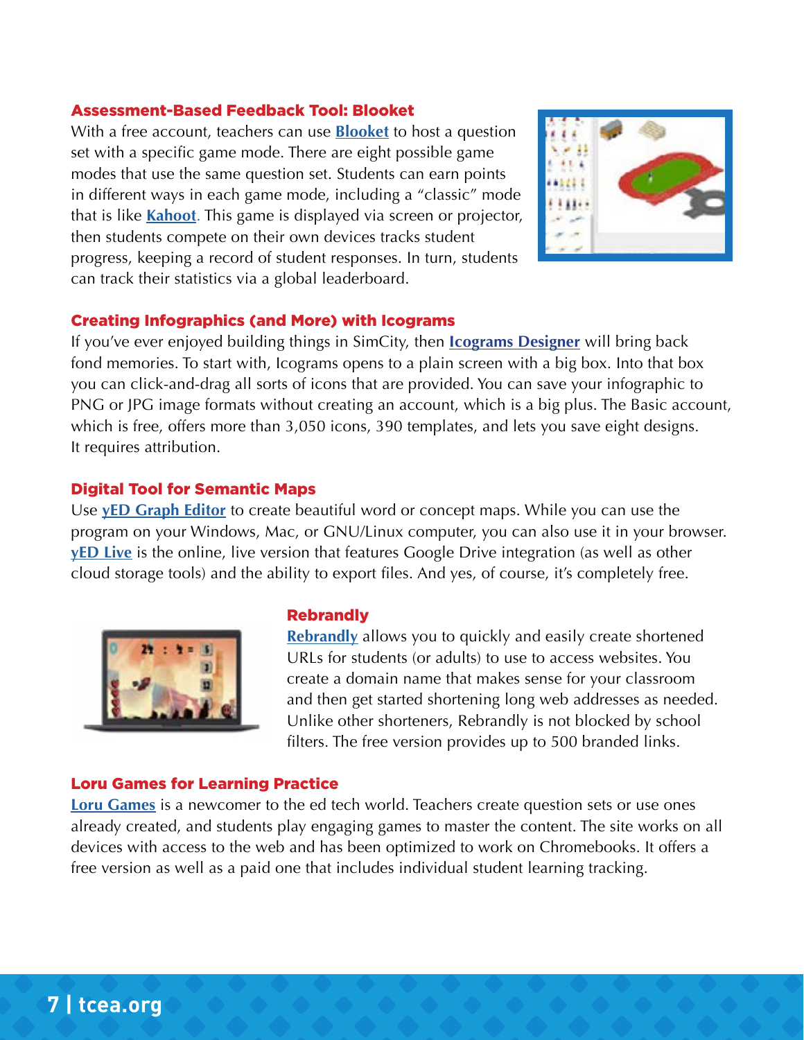### Assessment-Based Feedback Tool: Blooket

With a free account, teachers can use **Blooket** to host a question set with a specific game mode. There are eight possible game modes that use the same question set. Students can earn points in different ways in each game mode, including a "classic" mode that is like **Kahoot**. This game is displayed via screen or projector, then students compete on their own devices tracks student progress, keeping a record of student responses. In turn, students can track their statistics via a global leaderboard.

### Creating Infographics (and More) with Icograms

If you've ever enjoyed building things in SimCity, then **Icograms Designer** will bring back fond memories. To start with, Icograms opens to a plain screen with a big box. Into that box you can click-and-drag all sorts of icons that are provided. You can save your infographic to PNG or JPG image formats without creating an account, which is a big plus. The Basic account, which is free, offers more than 3,050 icons, 390 templates, and lets you save eight designs. It requires attribution.

### Digital Tool for Semantic Maps

Use **yED Graph Editor** to create beautiful word or concept maps. While you can use the program on your Windows, Mac, or GNU/Linux computer, you can also use it in your browser. **yED Live** is the online, live version that features Google Drive integration (as well as other cloud storage tools) and the ability to export files. And yes, of course, it's completely free.

### Rebrandly

**Rebrandly** allows you to quickly and easily create shortened URLs for students (or adults) to use to access websites. You create a domain name that makes sense for your classroom and then get started shortening long web addresses as needed. Unlike other shorteners, Rebrandly is not blocked by school filters. The free version provides up to 500 branded links.

### Loru Games for Learning Practice

**Loru Games** is a newcomer to the ed tech world. Teachers create question sets or use ones already created, and students play engaging games to master the content. The site works on all devices with access to the web and has been optimized to work on Chromebooks. It offers a free version as well as a paid one that includes individual student learning tracking.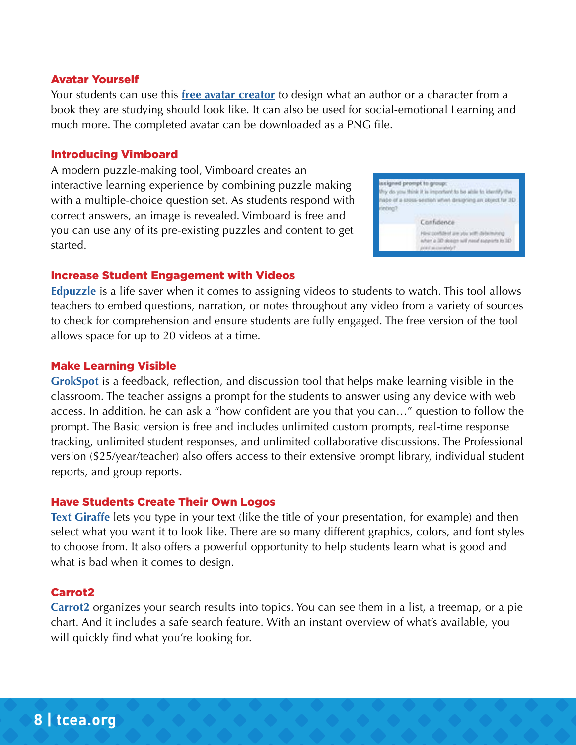### Avatar Yourself

Your students can use this **free avatar creator** to design what an author or a character from a book they are studying should look like. It can also be used for social-emotional Learning and much more. The completed avatar can be downloaded as a PNG file.

### Introducing Vimboard

A modern puzzle-making tool, Vimboard creates an interactive learning experience by combining puzzle making with a multiple-choice question set. As students respond with correct answers, an image is revealed. Vimboard is free and you can use any of its pre-existing puzzles and content to get started.

### Increase Student Engagement with Videos

**Edpuzzle** is a life saver when it comes to assigning videos to students to watch. This tool allows teachers to embed questions, narration, or notes throughout any video from a variety of sources to check for comprehension and ensure students are fully engaged. The free version of the tool allows space for up to 20 videos at a time.

### Make Learning Visible

**GrokSpot** is a feedback, reflection, and discussion tool that helps make learning visible in the classroom. The teacher assigns a prompt for the students to answer using any device with web access. In addition, he can ask a "how confident are you that you can…" question to follow the prompt. The Basic version is free and includes unlimited custom prompts, real-time response tracking, unlimited student responses, and unlimited collaborative discussions. The Professional version ($25/year/teacher) also offers access to their extensive prompt library, individual student reports, and group reports.

### Have Students Create Their Own Logos

**Text Giraffe** lets you type in your text (like the title of your presentation, for example) and then select what you want it to look like. There are so many different graphics, colors, and font styles to choose from. It also offers a powerful opportunity to help students learn what is good and what is bad when it comes to design.

### Carrot2

**Carrot2** organizes your search results into topics. You can see them in a list, a treemap, or a pie chart. And it includes a safe search feature. With an instant overview of what's available, you will quickly find what you're looking for.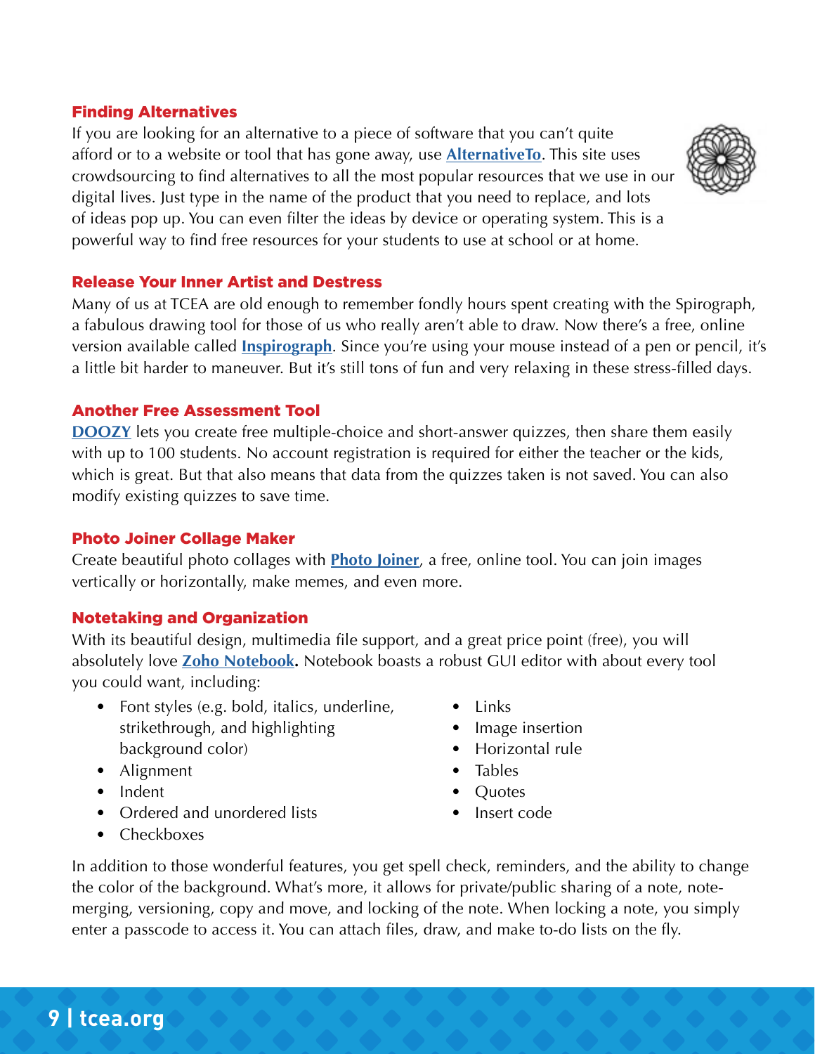## Finding Alternatives

If you are looking for an alternative to a piece of software that you can't quite afford or to a website or tool that has gone away, use **AlternativeTo**. This site uses crowdsourcing to find alternatives to all the most popular resources that we use in our digital lives. Just type in the name of the product that you need to replace, and lots of ideas pop up. You can even filter the ideas by device or operating system. This is a powerful way to find free resources for your students to use at school or at home.

## Release Your Inner Artist and Destress

Many of us at TCEA are old enough to remember fondly hours spent creating with the Spirograph, a fabulous drawing tool for those of us who really aren't able to draw. Now there's a free, online version available called **Inspirograph**. Since you're using your mouse instead of a pen or pencil, it's a little bit harder to maneuver. But it's still tons of fun and very relaxing in these stress-filled days.

## Another Free Assessment Tool

**DOOZY** lets you create free multiple-choice and short-answer quizzes, then share them easily with up to 100 students. No account registration is required for either the teacher or the kids, which is great. But that also means that data from the quizzes taken is not saved. You can also modify existing quizzes to save time.

## Photo Joiner Collage Maker

Create beautiful photo collages with **Photo Joiner**, a free, online tool. You can join images vertically or horizontally, make memes, and even more.

## Notetaking and Organization

With its beautiful design, multimedia file support, and a great price point (free), you will absolutely love **Zoho Notebook.** Notebook boasts a robust GUI editor with about every tool you could want, including:

- Font styles (e.g. bold, italics, underline, strikethrough, and highlighting background color)
- Alignment
- Indent
- Ordered and unordered lists
- Checkboxes
- Links
- Image insertion
- Horizontal rule
- Tables
- Quotes
- Insert code

In addition to those wonderful features, you get spell check, reminders, and the ability to change the color of the background. What's more, it allows for private/public sharing of a note, note-merging, versioning, copy and move, and locking of the note. When locking a note, you simply enter a passcode to access it. You can attach files, draw, and make to-do lists on the fly.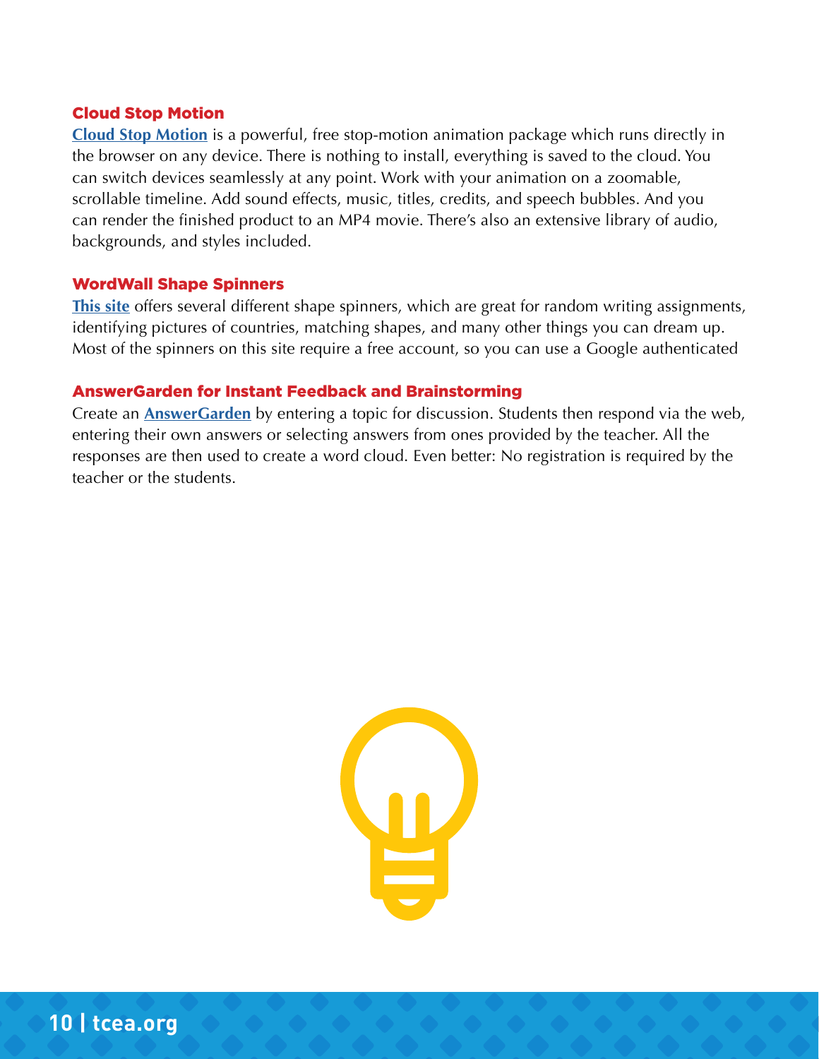### Cloud Stop Motion

**Cloud Stop Motion** is a powerful, free stop-motion animation package which runs directly in the browser on any device. There is nothing to install, everything is saved to the cloud. You can switch devices seamlessly at any point. Work with your animation on a zoomable, scrollable timeline. Add sound effects, music, titles, credits, and speech bubbles. And you can render the finished product to an MP4 movie. There's also an extensive library of audio, backgrounds, and styles included.

### WordWall Shape Spinners

**This site** offers several different shape spinners, which are great for random writing assignments, identifying pictures of countries, matching shapes, and many other things you can dream up. Most of the spinners on this site require a free account, so you can use a Google authenticated

### AnswerGarden for Instant Feedback and Brainstorming

Create an **AnswerGarden** by entering a topic for discussion. Students then respond via the web, entering their own answers or selecting answers from ones provided by the teacher. All the responses are then used to create a word cloud. Even better: No registration is required by the teacher or the students.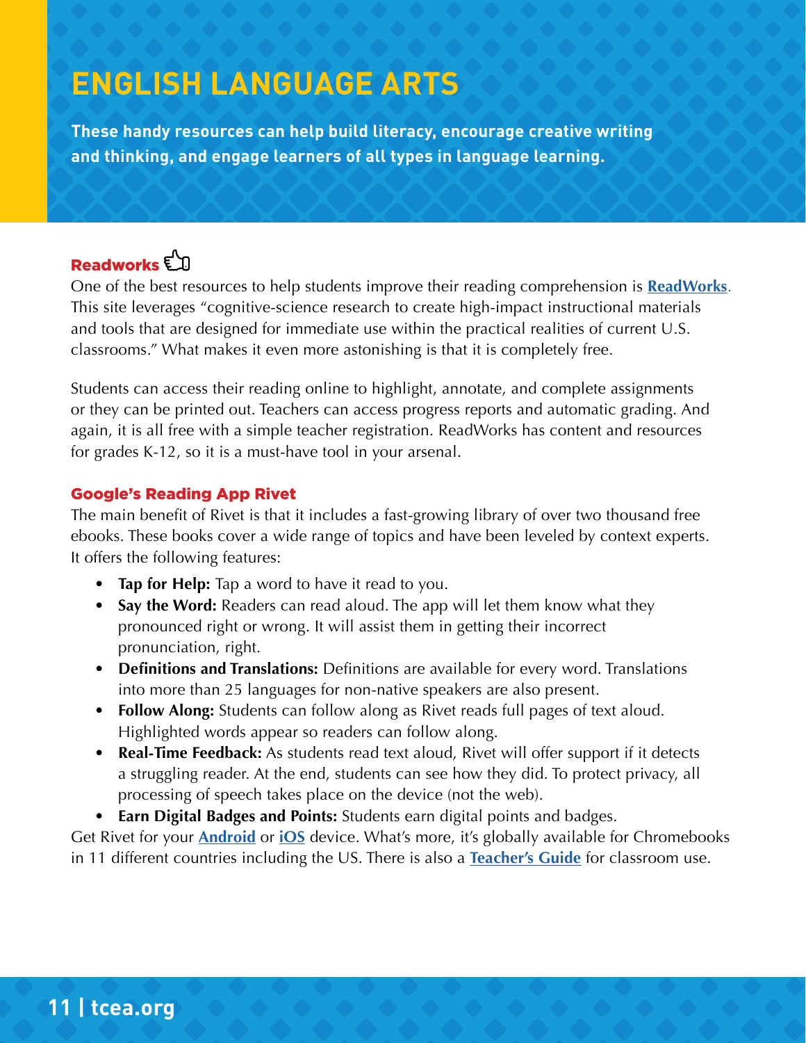# ENGLISH LANGUAGE ARTS

**These handy resources can help build literacy, encourage creative writing and thinking, and engage learners of all types in language learning.**

### Readworks 👍

One of the best resources to help students improve their reading comprehension is **ReadWorks**. This site leverages "cognitive-science research to create high-impact instructional materials and tools that are designed for immediate use within the practical realities of current U.S. classrooms." What makes it even more astonishing is that it is completely free.

Students can access their reading online to highlight, annotate, and complete assignments or they can be printed out. Teachers can access progress reports and automatic grading. And again, it is all free with a simple teacher registration. ReadWorks has content and resources for grades K-12, so it is a must-have tool in your arsenal.

### Google's Reading App Rivet

The main benefit of Rivet is that it includes a fast-growing library of over two thousand free ebooks. These books cover a wide range of topics and have been leveled by context experts. It offers the following features:

- **Tap for Help:** Tap a word to have it read to you.
- **Say the Word:** Readers can read aloud. The app will let them know what they pronounced right or wrong. It will assist them in getting their incorrect pronunciation, right.
- **Definitions and Translations:** Definitions are available for every word. Translations into more than 25 languages for non-native speakers are also present.
- **Follow Along:** Students can follow along as Rivet reads full pages of text aloud. Highlighted words appear so readers can follow along.
- **Real-Time Feedback:** As students read text aloud, Rivet will offer support if it detects a struggling reader. At the end, students can see how they did. To protect privacy, all processing of speech takes place on the device (not the web).
- **Earn Digital Badges and Points:** Students earn digital points and badges.

Get Rivet for your **Android** or **iOS** device. What's more, it's globally available for Chromebooks in 11 different countries including the US. There is also a **Teacher's Guide** for classroom use.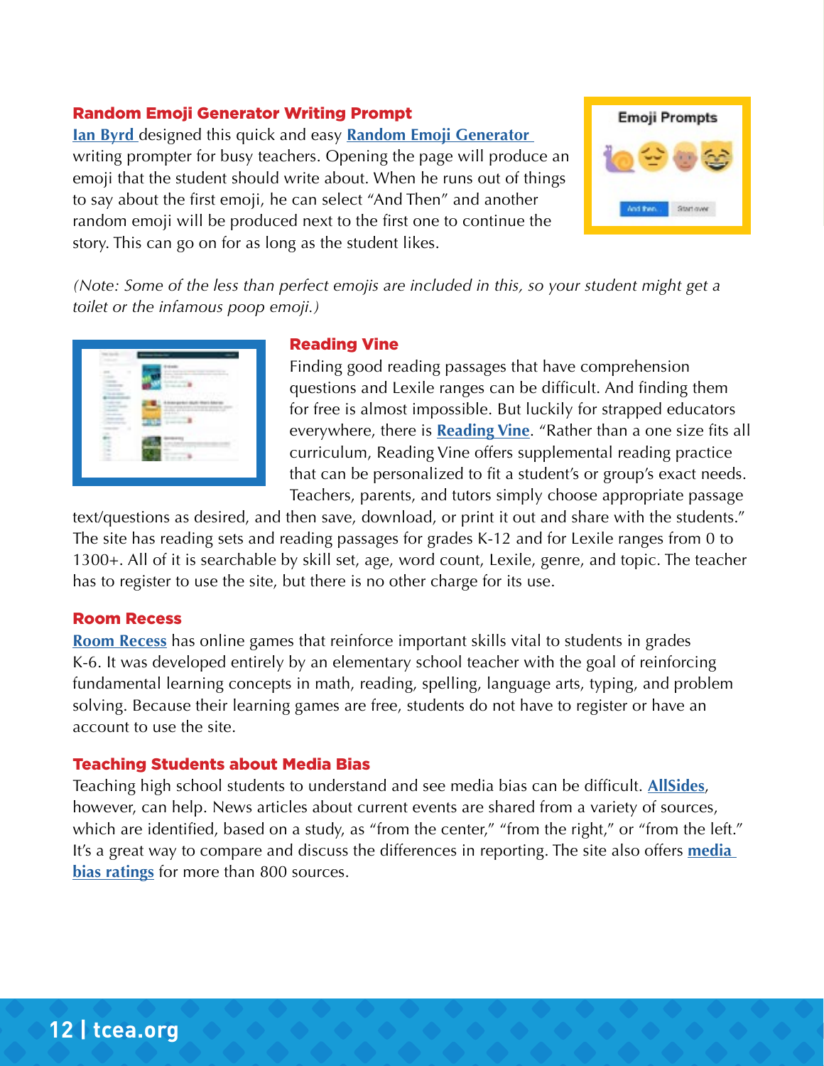### Random Emoji Generator Writing Prompt

**Ian Byrd** designed this quick and easy **Random Emoji Generator** writing prompter for busy teachers. Opening the page will produce an emoji that the student should write about. When he runs out of things to say about the first emoji, he can select "And Then" and another random emoji will be produced next to the first one to continue the story. This can go on for as long as the student likes.

*(Note: Some of the less than perfect emojis are included in this, so your student might get a toilet or the infamous poop emoji.)*

### Reading Vine

Finding good reading passages that have comprehension questions and Lexile ranges can be difficult. And finding them for free is almost impossible. But luckily for strapped educators everywhere, there is **Reading Vine**. "Rather than a one size fits all curriculum, Reading Vine offers supplemental reading practice that can be personalized to fit a student's or group's exact needs. Teachers, parents, and tutors simply choose appropriate passage text/questions as desired, and then save, download, or print it out and share with the students." The site has reading sets and reading passages for grades K-12 and for Lexile ranges from 0 to 1300+. All of it is searchable by skill set, age, word count, Lexile, genre, and topic. The teacher has to register to use the site, but there is no other charge for its use.

### Room Recess

**Room Recess** has online games that reinforce important skills vital to students in grades K-6. It was developed entirely by an elementary school teacher with the goal of reinforcing fundamental learning concepts in math, reading, spelling, language arts, typing, and problem solving. Because their learning games are free, students do not have to register or have an account to use the site.

### Teaching Students about Media Bias

Teaching high school students to understand and see media bias can be difficult. **AllSides**, however, can help. News articles about current events are shared from a variety of sources, which are identified, based on a study, as "from the center," "from the right," or "from the left." It's a great way to compare and discuss the differences in reporting. The site also offers **media bias ratings** for more than 800 sources.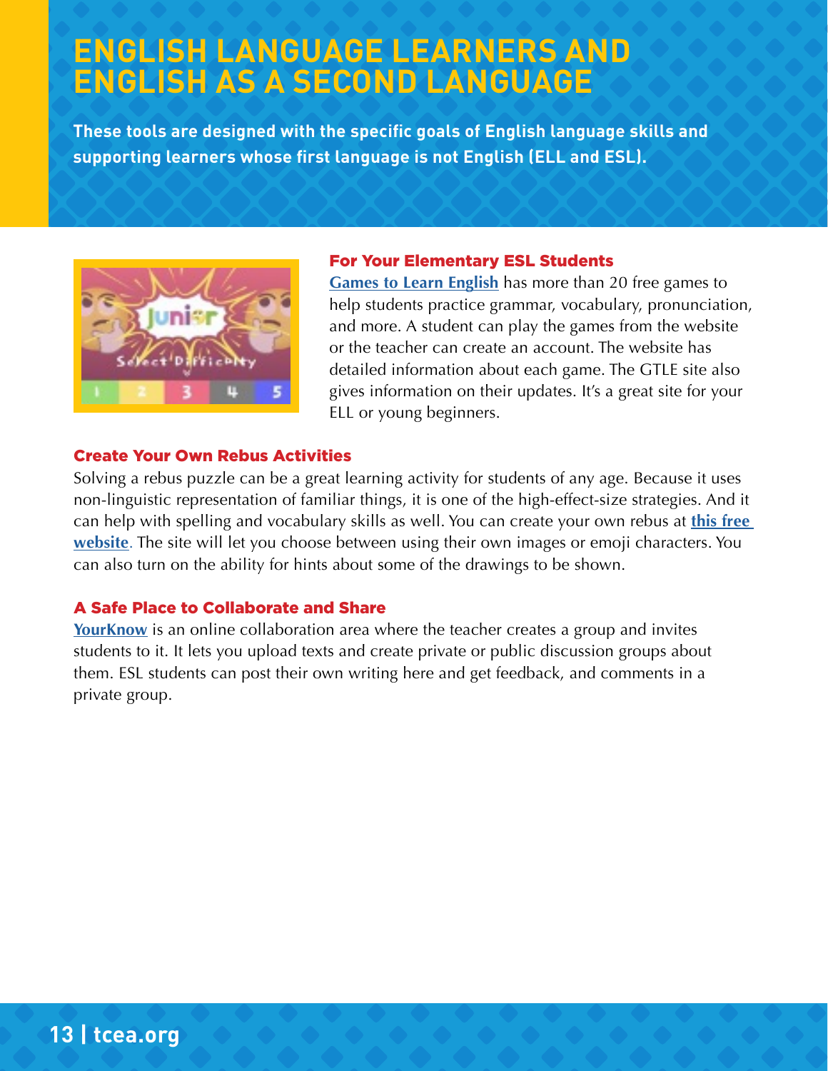# ENGLISH LANGUAGE LEARNERS AND ENGLISH AS A SECOND LANGUAGE

**These tools are designed with the specific goals of English language skills and supporting learners whose first language is not English (ELL and ESL).**

### For Your Elementary ESL Students

**Games to Learn English** has more than 20 free games to help students practice grammar, vocabulary, pronunciation, and more. A student can play the games from the website or the teacher can create an account. The website has detailed information about each game. The GTLE site also gives information on their updates. It's a great site for your ELL or young beginners.

### Create Your Own Rebus Activities

Solving a rebus puzzle can be a great learning activity for students of any age. Because it uses non-linguistic representation of familiar things, it is one of the high-effect-size strategies. And it can help with spelling and vocabulary skills as well. You can create your own rebus at **this free website**. The site will let you choose between using their own images or emoji characters. You can also turn on the ability for hints about some of the drawings to be shown.

### A Safe Place to Collaborate and Share

**YourKnow** is an online collaboration area where the teacher creates a group and invites students to it. It lets you upload texts and create private or public discussion groups about them. ESL students can post their own writing here and get feedback, and comments in a private group.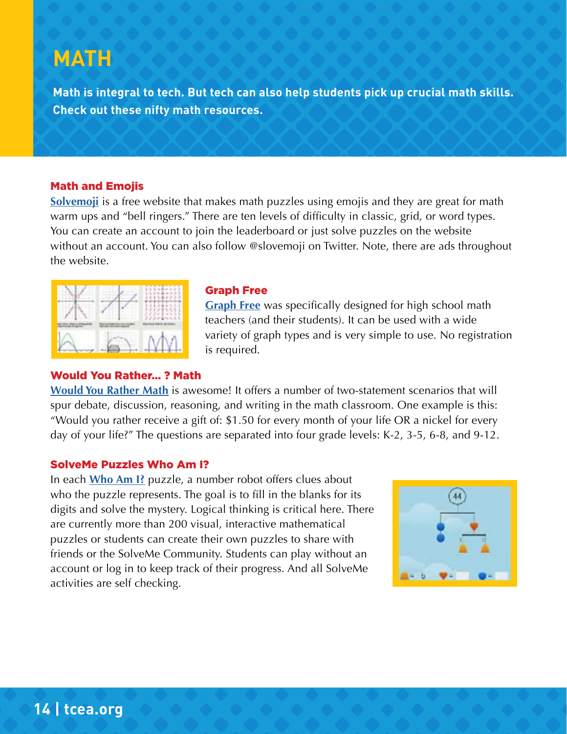# MATH

**Math is integral to tech. But tech can also help students pick up crucial math skills. Check out these nifty math resources.**

### Math and Emojis

**Solvemoji** is a free website that makes math puzzles using emojis and they are great for math warm ups and "bell ringers." There are ten levels of difficulty in classic, grid, or word types. You can create an account to join the leaderboard or just solve puzzles on the website without an account. You can also follow @slovemoji on Twitter. Note, there are ads throughout the website.

### Graph Free

**Graph Free** was specifically designed for high school math teachers (and their students). It can be used with a wide variety of graph types and is very simple to use. No registration is required.

### Would You Rather... ? Math

**Would You Rather Math** is awesome! It offers a number of two-statement scenarios that will spur debate, discussion, reasoning, and writing in the math classroom. One example is this: "Would you rather receive a gift of: $1.50 for every month of your life OR a nickel for every day of your life?" The questions are separated into four grade levels: K-2, 3-5, 6-8, and 9-12.

### SolveMe Puzzles Who Am I?

In each **Who Am I?** puzzle, a number robot offers clues about who the puzzle represents. The goal is to fill in the blanks for its digits and solve the mystery. Logical thinking is critical here. There are currently more than 200 visual, interactive mathematical puzzles or students can create their own puzzles to share with friends or the SolveMe Community. Students can play without an account or log in to keep track of their progress. And all SolveMe activities are self checking.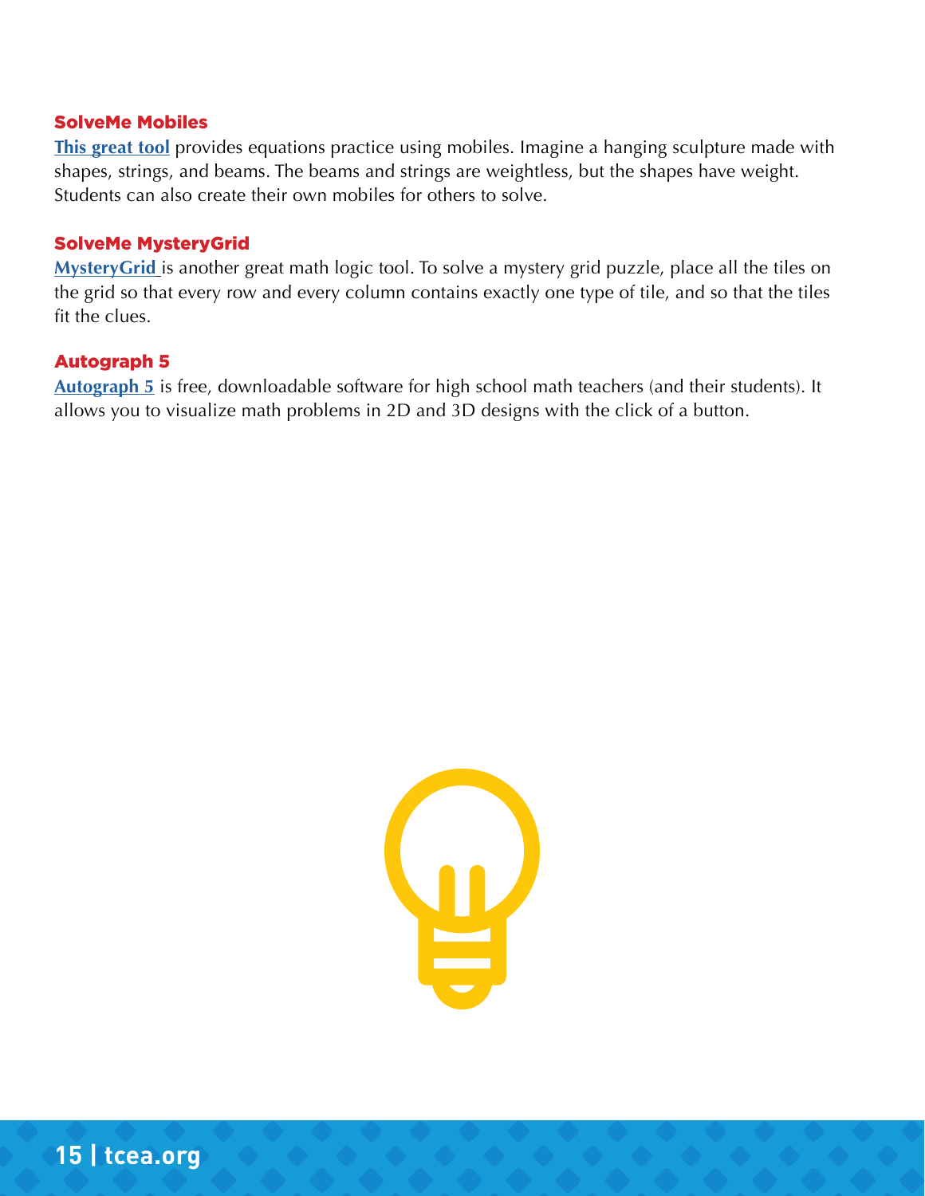### SolveMe Mobiles

**This great tool** provides equations practice using mobiles. Imagine a hanging sculpture made with shapes, strings, and beams. The beams and strings are weightless, but the shapes have weight. Students can also create their own mobiles for others to solve.

### SolveMe MysteryGrid

**MysteryGrid** is another great math logic tool. To solve a mystery grid puzzle, place all the tiles on the grid so that every row and every column contains exactly one type of tile, and so that the tiles fit the clues.

### Autograph 5

**Autograph 5** is free, downloadable software for high school math teachers (and their students). It allows you to visualize math problems in 2D and 3D designs with the click of a button.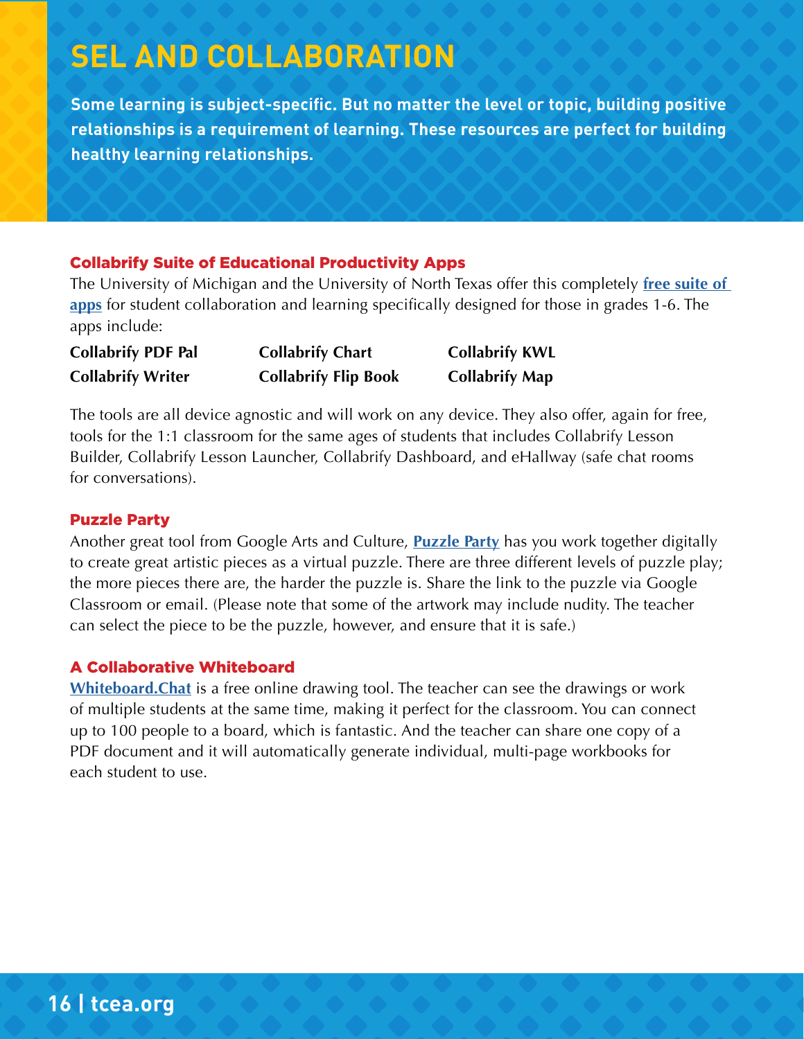# SEL AND COLLABORATION

**Some learning is subject-specific. But no matter the level or topic, building positive relationships is a requirement of learning. These resources are perfect for building healthy learning relationships.**

### Collabrify Suite of Educational Productivity Apps

The University of Michigan and the University of North Texas offer this completely **free suite of apps** for student collaboration and learning specifically designed for those in grades 1-6. The apps include:

- **Collabrify PDF Pal**
- **Collabrify Writer**
- **Collabrify Chart**
- **Collabrify Flip Book**
- **Collabrify KWL**
- **Collabrify Map**

The tools are all device agnostic and will work on any device. They also offer, again for free, tools for the 1:1 classroom for the same ages of students that includes Collabrify Lesson Builder, Collabrify Lesson Launcher, Collabrify Dashboard, and eHallway (safe chat rooms for conversations).

### Puzzle Party

Another great tool from Google Arts and Culture, **Puzzle Party** has you work together digitally to create great artistic pieces as a virtual puzzle. There are three different levels of puzzle play; the more pieces there are, the harder the puzzle is. Share the link to the puzzle via Google Classroom or email. (Please note that some of the artwork may include nudity. The teacher can select the piece to be the puzzle, however, and ensure that it is safe.)

### A Collaborative Whiteboard

**Whiteboard.Chat** is a free online drawing tool. The teacher can see the drawings or work of multiple students at the same time, making it perfect for the classroom. You can connect up to 100 people to a board, which is fantastic. And the teacher can share one copy of a PDF document and it will automatically generate individual, multi-page workbooks for each student to use.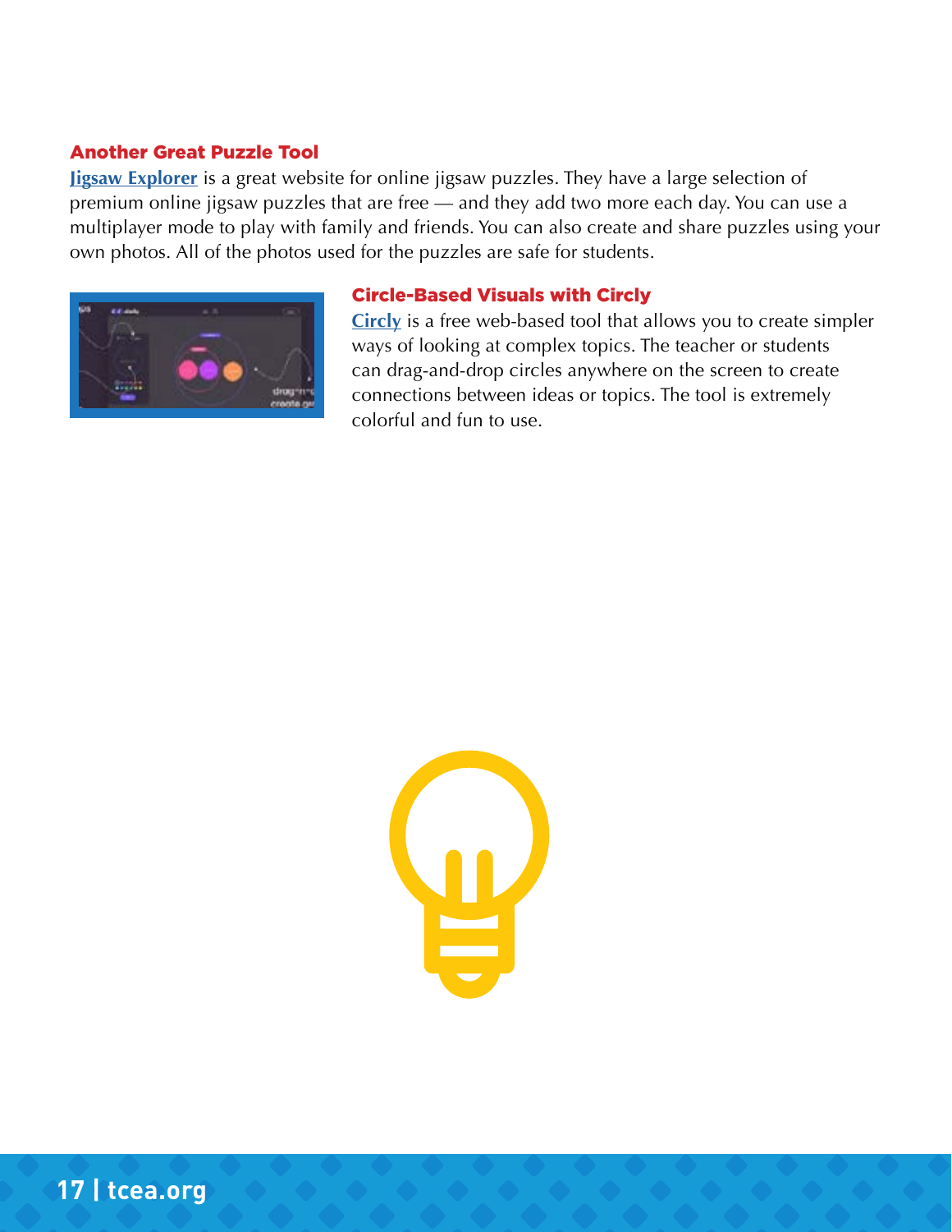### Another Great Puzzle Tool

**[Jigsaw Explorer](#)** is a great website for online jigsaw puzzles. They have a large selection of premium online jigsaw puzzles that are free — and they add two more each day. You can use a multiplayer mode to play with family and friends. You can also create and share puzzles using your own photos. All of the photos used for the puzzles are safe for students.

### Circle-Based Visuals with Circly

**[Circly](#)** is a free web-based tool that allows you to create simpler ways of looking at complex topics. The teacher or students can drag-and-drop circles anywhere on the screen to create connections between ideas or topics. The tool is extremely colorful and fun to use.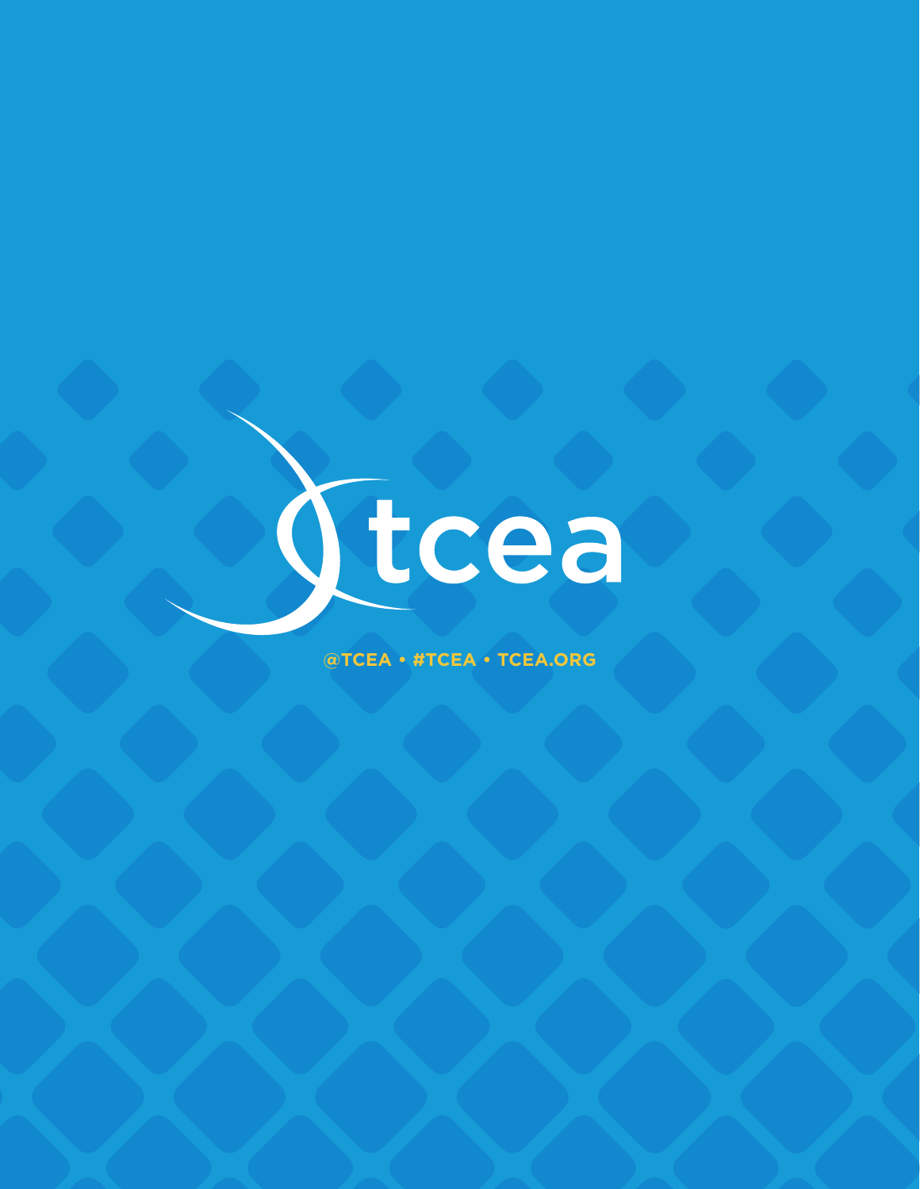tcea

@TCEA • #TCEA • TCEA.ORG